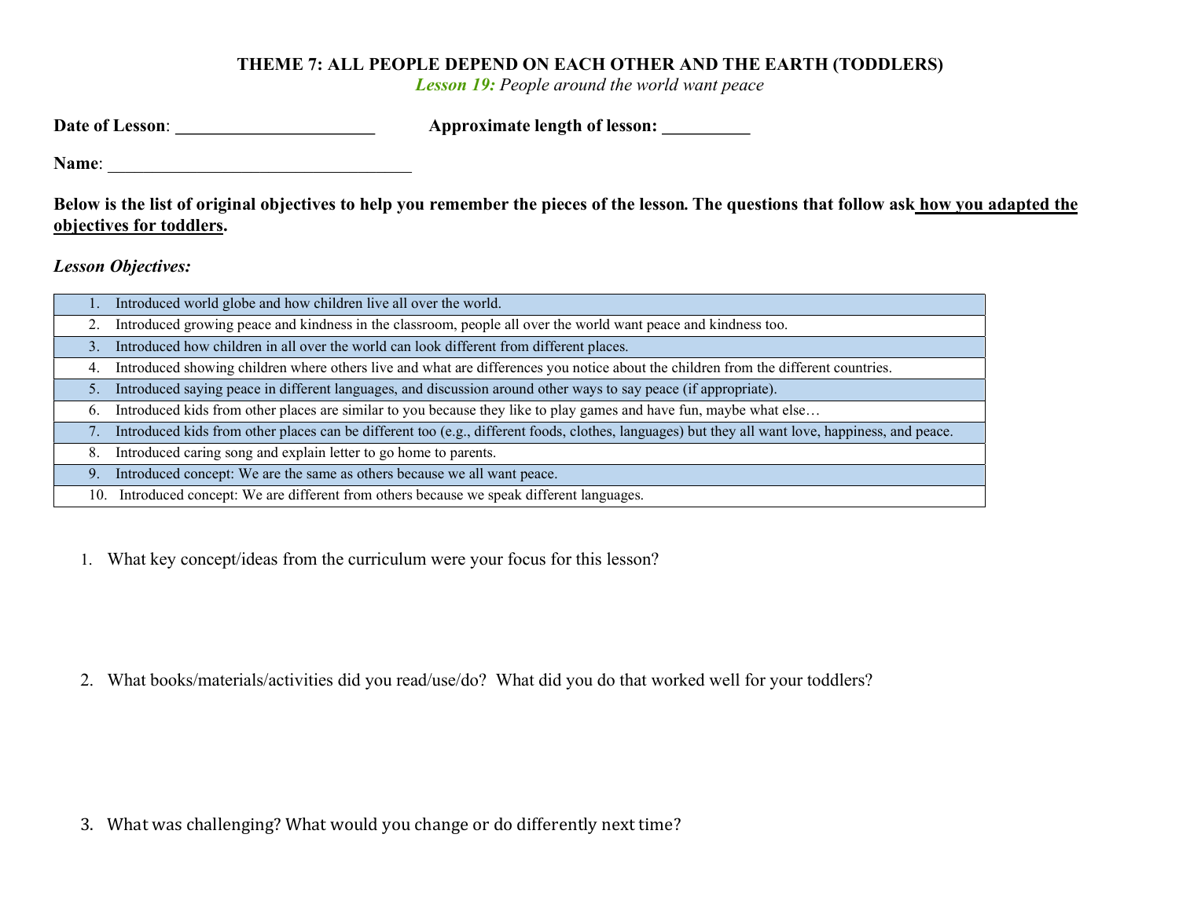# THEME 7: ALL PEOPLE DEPEND ON EACH OTHER AND THE EARTH (TODDLERS)

*Lesson 19: People around the world want peace*

**Date of Lesson**: ______________________ **Approximate length of lesson:** __________

**Name**: ___________________________________

**Below is the list of original objectives to help you remember the pieces of the lesson. The questions that follow ask how you adapted the objectives for toddlers.**

***Lesson Objectives:***

| |
|---|
| 1. Introduced world globe and how children live all over the world. |
| 2. Introduced growing peace and kindness in the classroom, people all over the world want peace and kindness too. |
| 3. Introduced how children in all over the world can look different from different places. |
| 4. Introduced showing children where others live and what are differences you notice about the children from the different countries. |
| 5. Introduced saying peace in different languages, and discussion around other ways to say peace (if appropriate). |
| 6. Introduced kids from other places are similar to you because they like to play games and have fun, maybe what else… |
| 7. Introduced kids from other places can be different too (e.g., different foods, clothes, languages) but they all want love, happiness, and peace. |
| 8. Introduced caring song and explain letter to go home to parents. |
| 9. Introduced concept: We are the same as others because we all want peace. |
| 10. Introduced concept: We are different from others because we speak different languages. |

1. What key concept/ideas from the curriculum were your focus for this lesson?

2. What books/materials/activities did you read/use/do? What did you do that worked well for your toddlers?

3. What was challenging? What would you change or do differently next time?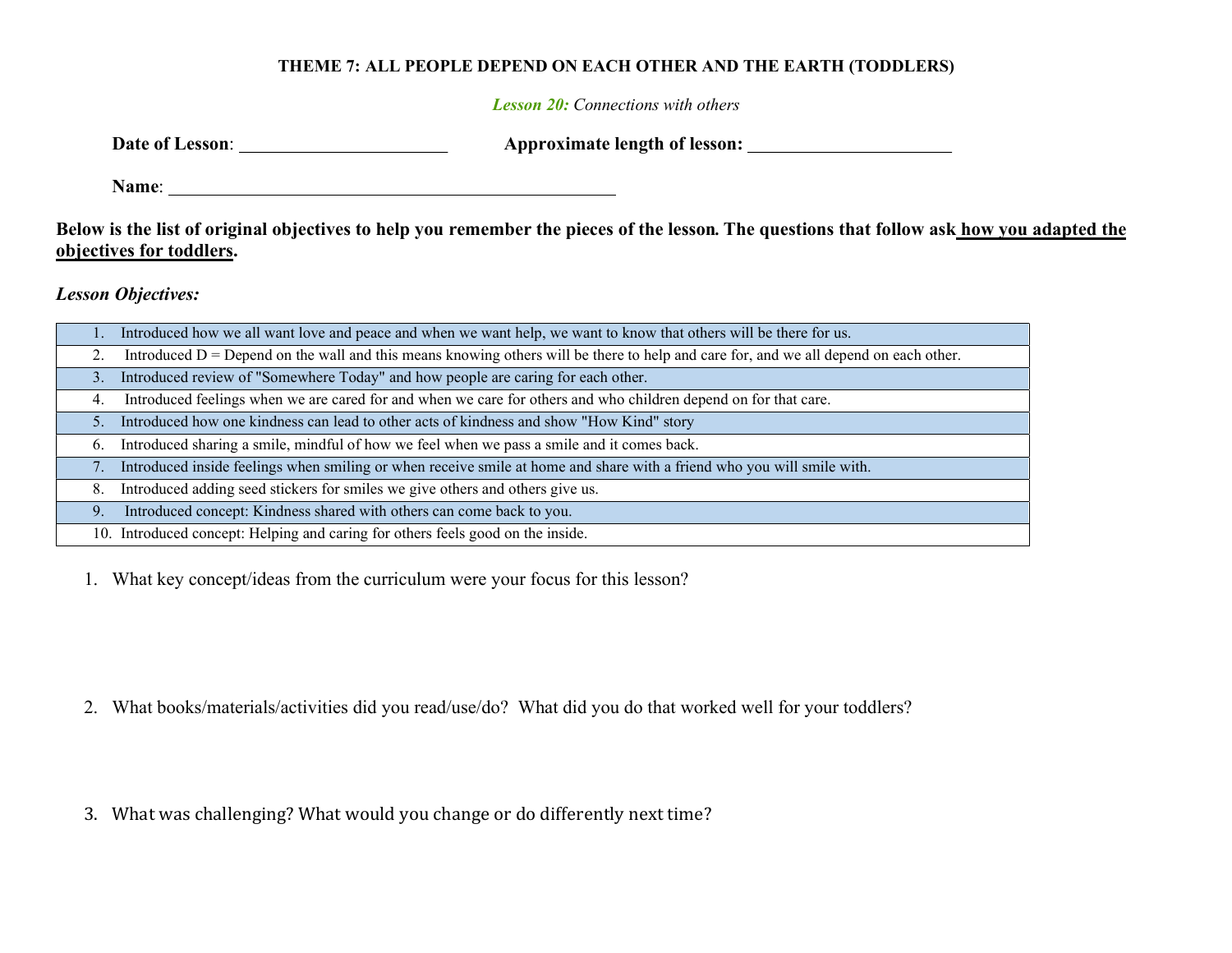**THEME 7: ALL PEOPLE DEPEND ON EACH OTHER AND THE EARTH (TODDLERS)**

*Lesson 20: Connections with others*

**Date of Lesson**: _______________________ **Approximate length of lesson:** ______________________

**Name**: __________________________________________________

**Below is the list of original objectives to help you remember the pieces of the lesson. The questions that follow ask <u>how you adapted the objectives for toddlers</u>.**

***Lesson Objectives:***

| | |
|---|---|
| 1. | Introduced how we all want love and peace and when we want help, we want to know that others will be there for us. |
| 2. | Introduced D = Depend on the wall and this means knowing others will be there to help and care for, and we all depend on each other. |
| 3. | Introduced review of "Somewhere Today" and how people are caring for each other. |
| 4. | Introduced feelings when we are cared for and when we care for others and who children depend on for that care. |
| 5. | Introduced how one kindness can lead to other acts of kindness and show "How Kind" story |
| 6. | Introduced sharing a smile, mindful of how we feel when we pass a smile and it comes back. |
| 7. | Introduced inside feelings when smiling or when receive smile at home and share with a friend who you will smile with. |
| 8. | Introduced adding seed stickers for smiles we give others and others give us. |
| 9. | Introduced concept: Kindness shared with others can come back to you. |
| 10. | Introduced concept: Helping and caring for others feels good on the inside. |

1. What key concept/ideas from the curriculum were your focus for this lesson?

2. What books/materials/activities did you read/use/do? What did you do that worked well for your toddlers?

3. What was challenging? What would you change or do differently next time?